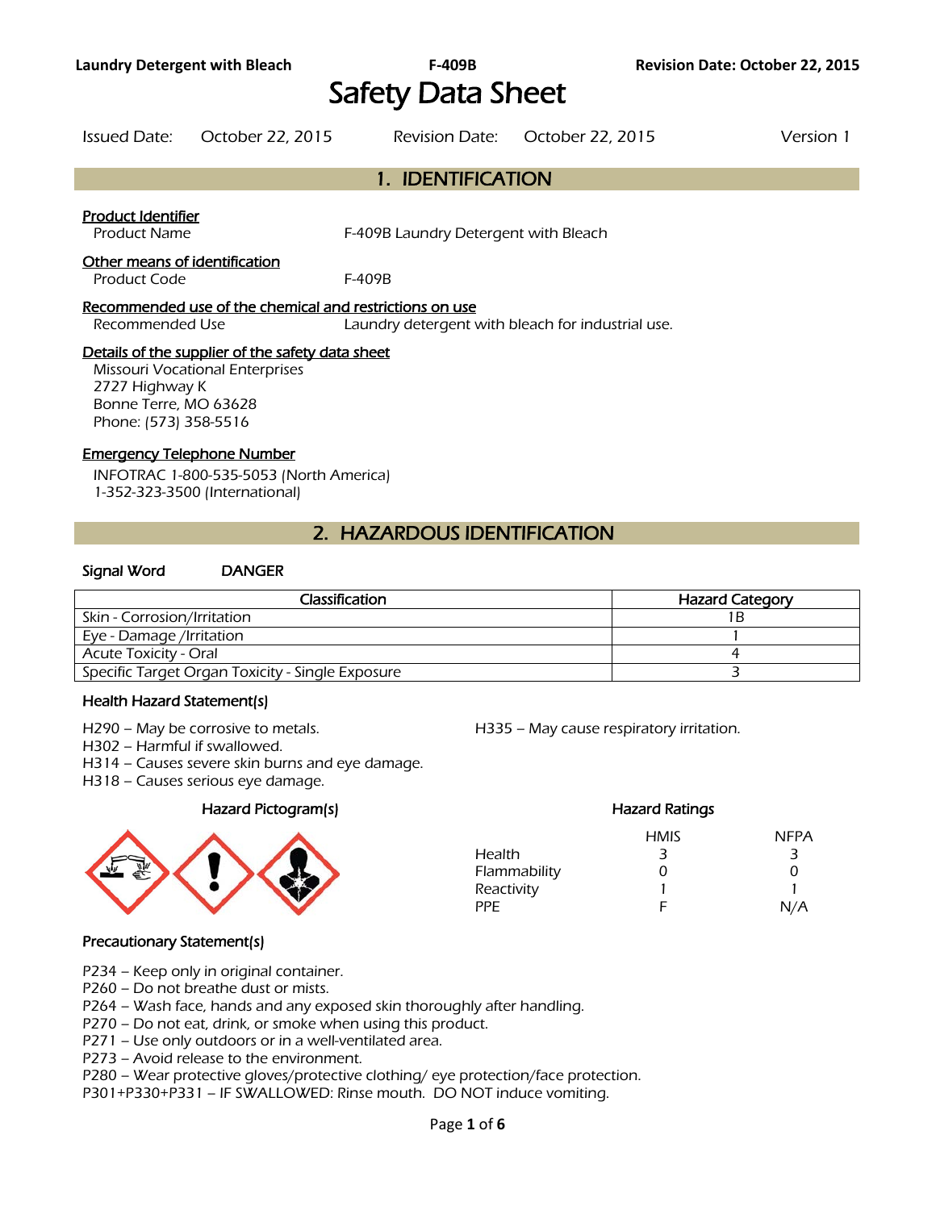# Safety Data Sheet

Issued Date: October 22, 2015 Revision Date: October 22, 2015 Version 1

## 1. IDENTIFICATION

**Product Identifier**

Product Name F-409B Laundry Detergent with Bleach

**Other means of identification**

Product Code F-409B

**Recommended use of the chemical and restrictions on use**

Recommended Use Laundry detergent with bleach for industrial use.

**Details of the supplier of the safety data sheet**

Missouri Vocational Enterprises
2727 Highway K
Bonne Terre, MO 63628
Phone: (573) 358-5516

**Emergency Telephone Number**

INFOTRAC 1-800-535-5053 (North America)
1-352-323-3500 (International)

## 2. HAZARDOUS IDENTIFICATION

**Signal Word** DANGER

| Classification | Hazard Category |
|---|---|
| Skin - Corrosion/Irritation | 1B |
| Eye - Damage /Irritation | 1 |
| Acute Toxicity - Oral | 4 |
| Specific Target Organ Toxicity - Single Exposure | 3 |

### Health Hazard Statement(s)

H290 – May be corrosive to metals.
H302 – Harmful if swallowed.
H314 – Causes severe skin burns and eye damage.
H318 – Causes serious eye damage.
H335 – May cause respiratory irritation.

### Hazard Pictogram(s)

### Hazard Ratings

| | HMIS | NFPA |
|---|---|---|
| Health | 3 | 3 |
| Flammability | 0 | 0 |
| Reactivity | 1 | 1 |
| PPE | F | N/A |

### Precautionary Statement(s)

P234 – Keep only in original container.
P260 – Do not breathe dust or mists.
P264 – Wash face, hands and any exposed skin thoroughly after handling.
P270 – Do not eat, drink, or smoke when using this product.
P271 – Use only outdoors or in a well-ventilated area.
P273 – Avoid release to the environment.
P280 – Wear protective gloves/protective clothing/ eye protection/face protection.
P301+P330+P331 – IF SWALLOWED: Rinse mouth. DO NOT induce vomiting.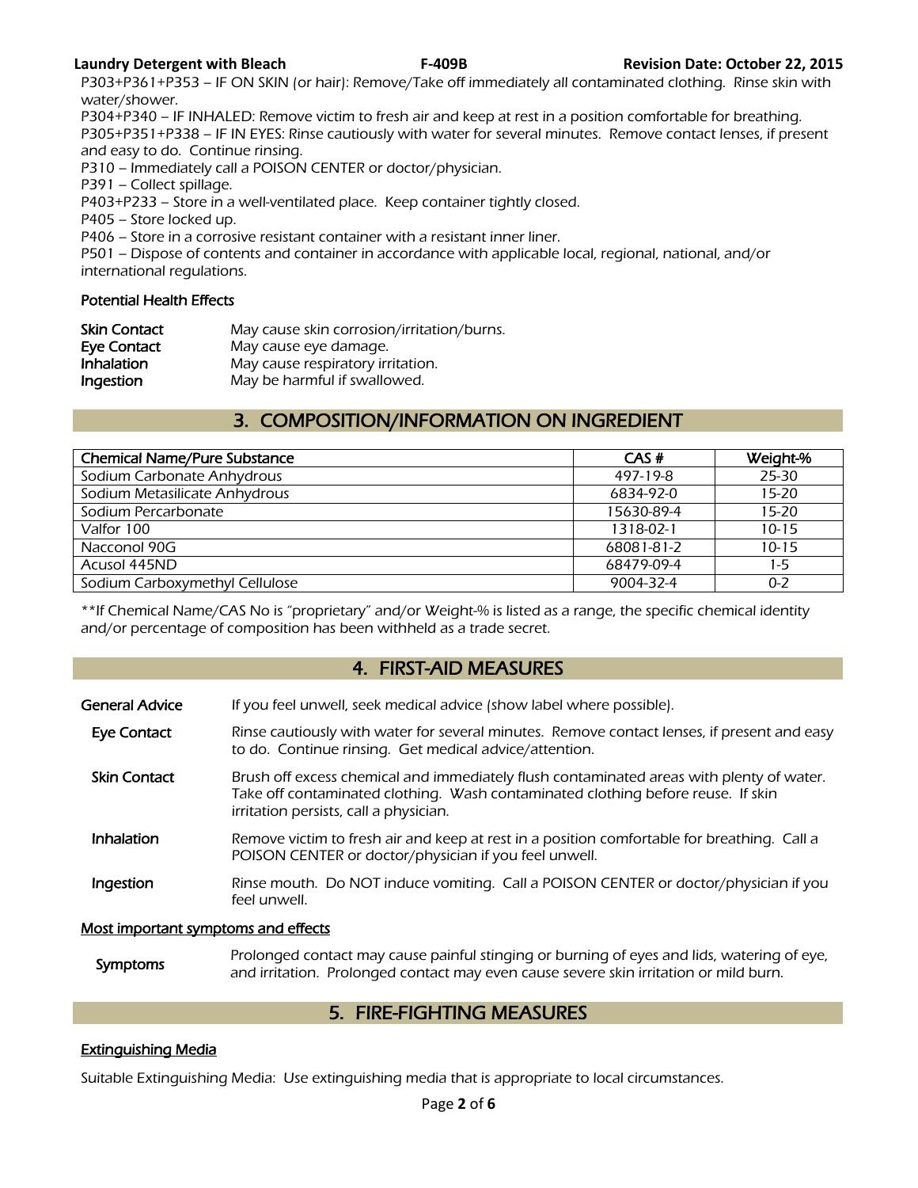P303+P361+P353 – IF ON SKIN (or hair): Remove/Take off immediately all contaminated clothing. Rinse skin with water/shower.
P304+P340 – IF INHALED: Remove victim to fresh air and keep at rest in a position comfortable for breathing.
P305+P351+P338 – IF IN EYES: Rinse cautiously with water for several minutes. Remove contact lenses, if present and easy to do. Continue rinsing.
P310 – Immediately call a POISON CENTER or doctor/physician.
P391 – Collect spillage.
P403+P233 – Store in a well-ventilated place. Keep container tightly closed.
P405 – Store locked up.
P406 – Store in a corrosive resistant container with a resistant inner liner.
P501 – Dispose of contents and container in accordance with applicable local, regional, national, and/or international regulations.

### Potential Health Effects

| | |
|---|---|
| **Skin Contact** | May cause skin corrosion/irritation/burns. |
| **Eye Contact** | May cause eye damage. |
| **Inhalation** | May cause respiratory irritation. |
| **Ingestion** | May be harmful if swallowed. |

## 3. COMPOSITION/INFORMATION ON INGREDIENT

| Chemical Name/Pure Substance | CAS # | Weight-% |
|---|---|---|
| Sodium Carbonate Anhydrous | 497-19-8 | 25-30 |
| Sodium Metasilicate Anhydrous | 6834-92-0 | 15-20 |
| Sodium Percarbonate | 15630-89-4 | 15-20 |
| Valfor 100 | 1318-02-1 | 10-15 |
| Nacconol 90G | 68081-81-2 | 10-15 |
| Acusol 445ND | 68479-09-4 | 1-5 |
| Sodium Carboxymethyl Cellulose | 9004-32-4 | 0-2 |

**If Chemical Name/CAS No is "proprietary" and/or Weight-% is listed as a range, the specific chemical identity and/or percentage of composition has been withheld as a trade secret.

## 4. FIRST-AID MEASURES

**General Advice** If you feel unwell, seek medical advice (show label where possible).

**Eye Contact** Rinse cautiously with water for several minutes. Remove contact lenses, if present and easy to do. Continue rinsing. Get medical advice/attention.

**Skin Contact** Brush off excess chemical and immediately flush contaminated areas with plenty of water. Take off contaminated clothing. Wash contaminated clothing before reuse. If skin irritation persists, call a physician.

**Inhalation** Remove victim to fresh air and keep at rest in a position comfortable for breathing. Call a POISON CENTER or doctor/physician if you feel unwell.

**Ingestion** Rinse mouth. Do NOT induce vomiting. Call a POISON CENTER or doctor/physician if you feel unwell.

### Most important symptoms and effects

**Symptoms** Prolonged contact may cause painful stinging or burning of eyes and lids, watering of eye, and irritation. Prolonged contact may even cause severe skin irritation or mild burn.

## 5. FIRE-FIGHTING MEASURES

### Extinguishing Media

Suitable Extinguishing Media: Use extinguishing media that is appropriate to local circumstances.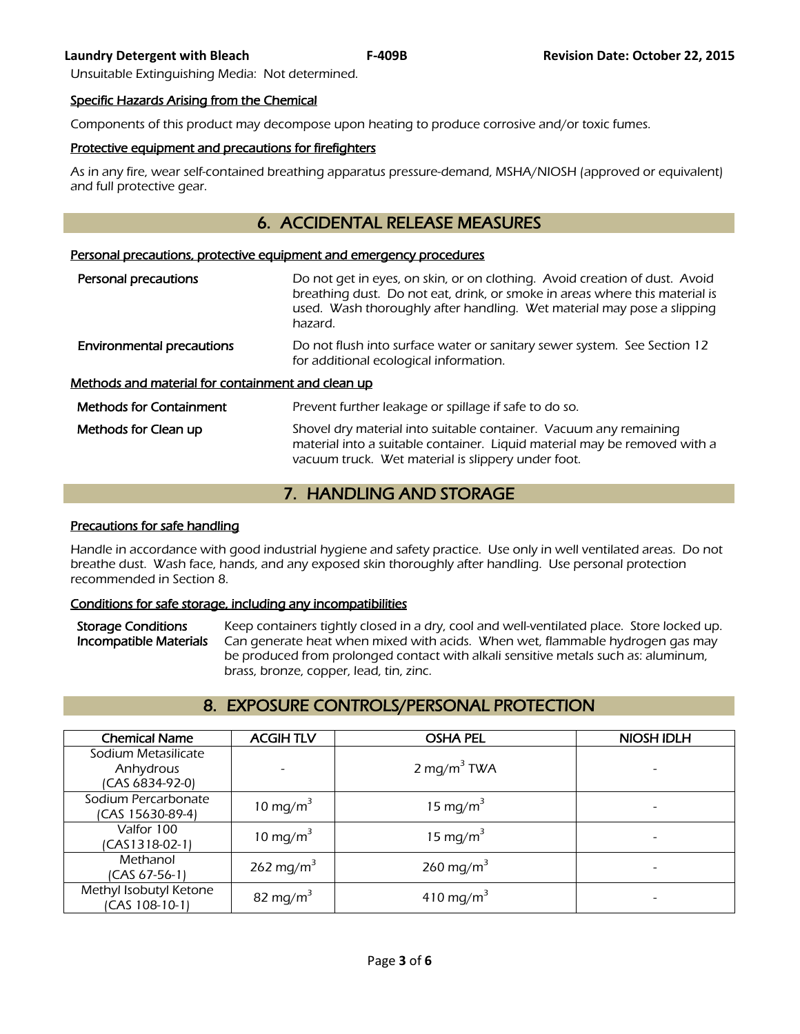Unsuitable Extinguishing Media: Not determined.

### Specific Hazards Arising from the Chemical

Components of this product may decompose upon heating to produce corrosive and/or toxic fumes.

### Protective equipment and precautions for firefighters

As in any fire, wear self-contained breathing apparatus pressure-demand, MSHA/NIOSH (approved or equivalent) and full protective gear.

## 6. ACCIDENTAL RELEASE MEASURES

### Personal precautions, protective equipment and emergency procedures

**Personal precautions** — Do not get in eyes, on skin, or on clothing. Avoid creation of dust. Avoid breathing dust. Do not eat, drink, or smoke in areas where this material is used. Wash thoroughly after handling. Wet material may pose a slipping hazard.

**Environmental precautions** — Do not flush into surface water or sanitary sewer system. See Section 12 for additional ecological information.

### Methods and material for containment and clean up

**Methods for Containment** — Prevent further leakage or spillage if safe to do so.

**Methods for Clean up** — Shovel dry material into suitable container. Vacuum any remaining material into a suitable container. Liquid material may be removed with a vacuum truck. Wet material is slippery under foot.

## 7. HANDLING AND STORAGE

### Precautions for safe handling

Handle in accordance with good industrial hygiene and safety practice. Use only in well ventilated areas. Do not breathe dust. Wash face, hands, and any exposed skin thoroughly after handling. Use personal protection recommended in Section 8.

### Conditions for safe storage, including any incompatibilities

**Storage Conditions** — Keep containers tightly closed in a dry, cool and well-ventilated place. Store locked up.

**Incompatible Materials** — Can generate heat when mixed with acids. When wet, flammable hydrogen gas may be produced from prolonged contact with alkali sensitive metals such as: aluminum, brass, bronze, copper, lead, tin, zinc.

## 8. EXPOSURE CONTROLS/PERSONAL PROTECTION

| Chemical Name | ACGIH TLV | OSHA PEL | NIOSH IDLH |
|---|---|---|---|
| Sodium Metasilicate Anhydrous (CAS 6834-92-0) | - | 2 mg/m$^3$ TWA | - |
| Sodium Percarbonate (CAS 15630-89-4) | 10 mg/m$^3$ | 15 mg/m$^3$ | - |
| Valfor 100 (CAS1318-02-1) | 10 mg/m$^3$ | 15 mg/m$^3$ | - |
| Methanol (CAS 67-56-1) | 262 mg/m$^3$ | 260 mg/m$^3$ | - |
| Methyl Isobutyl Ketone (CAS 108-10-1) | 82 mg/m$^3$ | 410 mg/m$^3$ | - |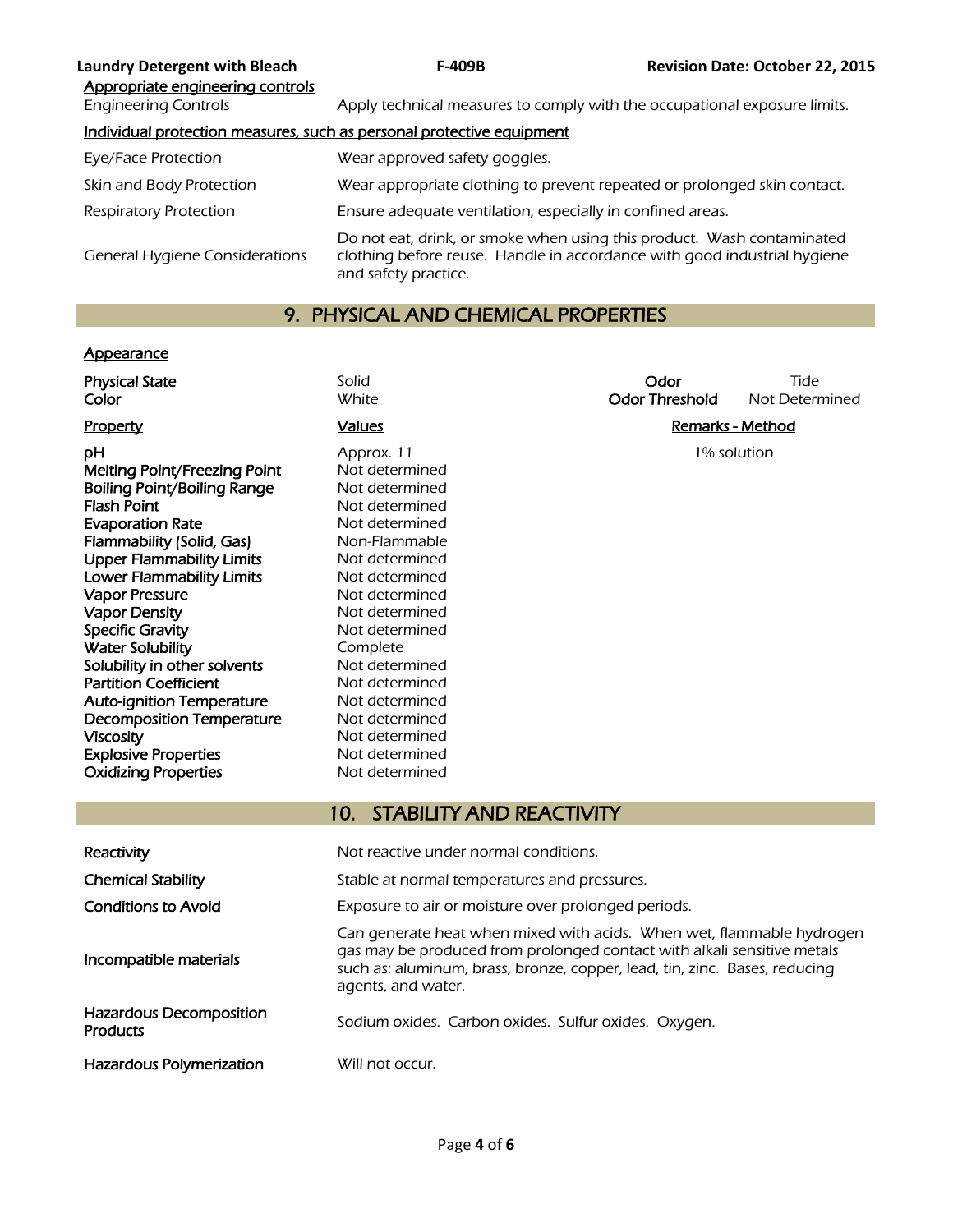Appropriate engineering controls

| | |
|---|---|
| Engineering Controls | Apply technical measures to comply with the occupational exposure limits. |

Individual protection measures, such as personal protective equipment

| | |
|---|---|
| Eye/Face Protection | Wear approved safety goggles. |
| Skin and Body Protection | Wear appropriate clothing to prevent repeated or prolonged skin contact. |
| Respiratory Protection | Ensure adequate ventilation, especially in confined areas. |
| General Hygiene Considerations | Do not eat, drink, or smoke when using this product. Wash contaminated clothing before reuse. Handle in accordance with good industrial hygiene and safety practice. |

## 9. PHYSICAL AND CHEMICAL PROPERTIES

Appearance

| | | | |
|---|---|---|---|
| **Physical State** | Solid | **Odor** | Tide |
| **Color** | White | **Odor Threshold** | Not Determined |

| Property | Values | Remarks - Method |
|---|---|---|
| **pH** | Approx. 11 | 1% solution |
| **Melting Point/Freezing Point** | Not determined | |
| **Boiling Point/Boiling Range** | Not determined | |
| **Flash Point** | Not determined | |
| **Evaporation Rate** | Not determined | |
| **Flammability (Solid, Gas)** | Non-Flammable | |
| **Upper Flammability Limits** | Not determined | |
| **Lower Flammability Limits** | Not determined | |
| **Vapor Pressure** | Not determined | |
| **Vapor Density** | Not determined | |
| **Specific Gravity** | Not determined | |
| **Water Solubility** | Complete | |
| **Solubility in other solvents** | Not determined | |
| **Partition Coefficient** | Not determined | |
| **Auto-ignition Temperature** | Not determined | |
| **Decomposition Temperature** | Not determined | |
| **Viscosity** | Not determined | |
| **Explosive Properties** | Not determined | |
| **Oxidizing Properties** | Not determined | |

## 10. STABILITY AND REACTIVITY

| | |
|---|---|
| **Reactivity** | Not reactive under normal conditions. |
| **Chemical Stability** | Stable at normal temperatures and pressures. |
| **Conditions to Avoid** | Exposure to air or moisture over prolonged periods. |
| **Incompatible materials** | Can generate heat when mixed with acids. When wet, flammable hydrogen gas may be produced from prolonged contact with alkali sensitive metals such as: aluminum, brass, bronze, copper, lead, tin, zinc. Bases, reducing agents, and water. |
| **Hazardous Decomposition Products** | Sodium oxides. Carbon oxides. Sulfur oxides. Oxygen. |
| **Hazardous Polymerization** | Will not occur. |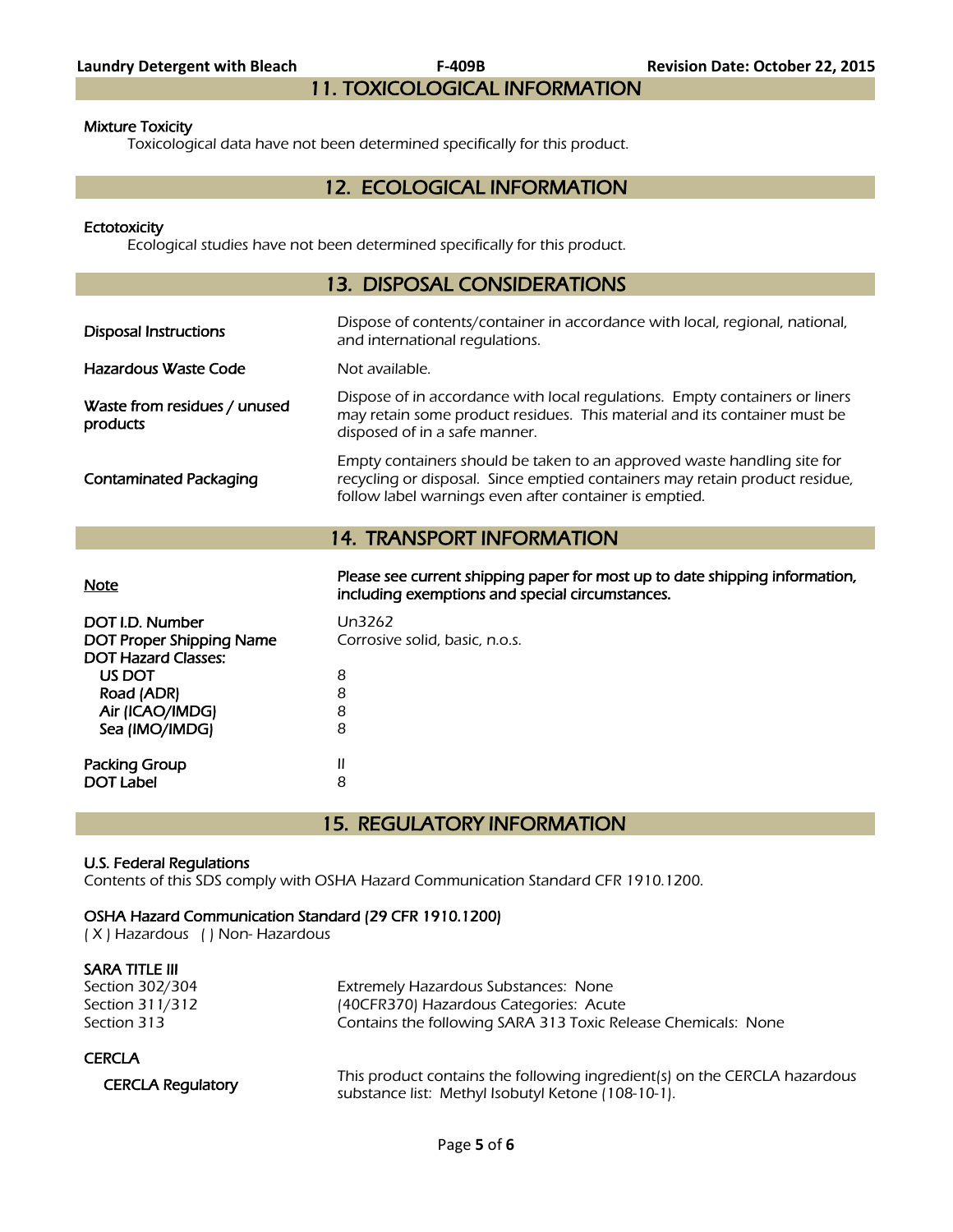## 11. TOXICOLOGICAL INFORMATION

**Mixture Toxicity**

Toxicological data have not been determined specifically for this product.

## 12. ECOLOGICAL INFORMATION

**Ectotoxicity**

Ecological studies have not been determined specifically for this product.

## 13. DISPOSAL CONSIDERATIONS

| | |
|---|---|
| **Disposal Instructions** | Dispose of contents/container in accordance with local, regional, national, and international regulations. |
| **Hazardous Waste Code** | Not available. |
| **Waste from residues / unused products** | Dispose of in accordance with local regulations. Empty containers or liners may retain some product residues. This material and its container must be disposed of in a safe manner. |
| **Contaminated Packaging** | Empty containers should be taken to an approved waste handling site for recycling or disposal. Since emptied containers may retain product residue, follow label warnings even after container is emptied. |

## 14. TRANSPORT INFORMATION

| | |
|---|---|
| **Note** | **Please see current shipping paper for most up to date shipping information, including exemptions and special circumstances.** |
| **DOT I.D. Number** | Un3262 |
| **DOT Proper Shipping Name** | Corrosive solid, basic, n.o.s. |
| **DOT Hazard Classes:** | |
| US DOT | 8 |
| Road (ADR) | 8 |
| Air (ICAO/IMDG) | 8 |
| Sea (IMO/IMDG) | 8 |
| **Packing Group** | II |
| **DOT Label** | 8 |

## 15. REGULATORY INFORMATION

**U.S. Federal Regulations**

Contents of this SDS comply with OSHA Hazard Communication Standard CFR 1910.1200.

**OSHA Hazard Communication Standard (29 CFR 1910.1200)**

( X ) Hazardous ( ) Non- Hazardous

**SARA TITLE III**

| | |
|---|---|
| Section 302/304 | Extremely Hazardous Substances: None |
| Section 311/312 | (40CFR370) Hazardous Categories: Acute |
| Section 313 | Contains the following SARA 313 Toxic Release Chemicals: None |

**CERCLA**

| | |
|---|---|
| **CERCLA Regulatory** | This product contains the following ingredient(s) on the CERCLA hazardous substance list: Methyl Isobutyl Ketone (108-10-1). |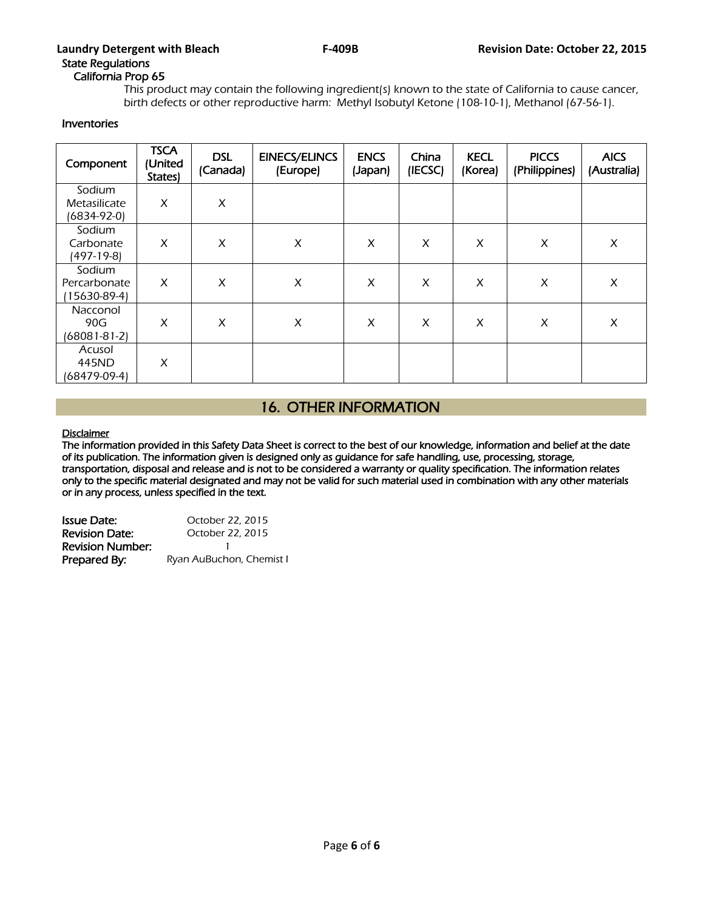State Regulations

California Prop 65

This product may contain the following ingredient(s) known to the state of California to cause cancer, birth defects or other reproductive harm: Methyl Isobutyl Ketone (108-10-1), Methanol (67-56-1).

Inventories

| Component | TSCA (United States) | DSL (Canada) | EINECS/ELINCS (Europe) | ENCS (Japan) | China (IECSC) | KECL (Korea) | PICCS (Philippines) | AICS (Australia) |
|---|---|---|---|---|---|---|---|---|
| Sodium Metasilicate (6834-92-0) | X | X | | | | | | |
| Sodium Carbonate (497-19-8) | X | X | X | X | X | X | X | X |
| Sodium Percarbonate (15630-89-4) | X | X | X | X | X | X | X | X |
| Nacconol 90G (68081-81-2) | X | X | X | X | X | X | X | X |
| Acusol 445ND (68479-09-4) | X | | | | | | | |

## 16. OTHER INFORMATION

Disclaimer

The information provided in this Safety Data Sheet is correct to the best of our knowledge, information and belief at the date of its publication. The information given is designed only as guidance for safe handling, use, processing, storage, transportation, disposal and release and is not to be considered a warranty or quality specification. The information relates only to the specific material designated and may not be valid for such material used in combination with any other materials or in any process, unless specified in the text.

**Issue Date:** October 22, 2015
**Revision Date:** October 22, 2015
**Revision Number:** 1
**Prepared By:** Ryan AuBuchon, Chemist I